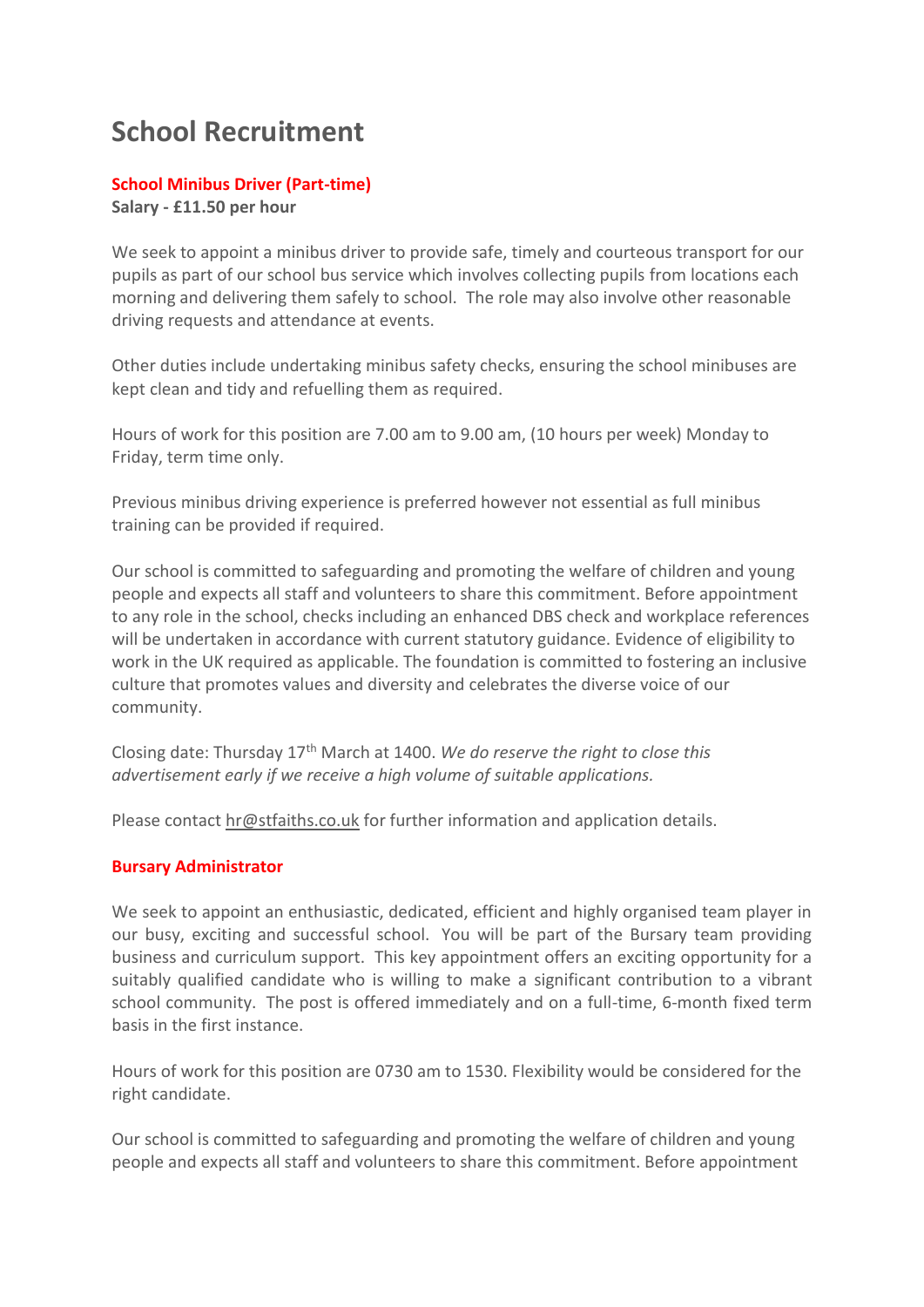# School Recruitment

**School Minibus Driver (Part-time)**
**Salary - £11.50 per hour**

We seek to appoint a minibus driver to provide safe, timely and courteous transport for our pupils as part of our school bus service which involves collecting pupils from locations each morning and delivering them safely to school. The role may also involve other reasonable driving requests and attendance at events.

Other duties include undertaking minibus safety checks, ensuring the school minibuses are kept clean and tidy and refuelling them as required.

Hours of work for this position are 7.00 am to 9.00 am, (10 hours per week) Monday to Friday, term time only.

Previous minibus driving experience is preferred however not essential as full minibus training can be provided if required.

Our school is committed to safeguarding and promoting the welfare of children and young people and expects all staff and volunteers to share this commitment. Before appointment to any role in the school, checks including an enhanced DBS check and workplace references will be undertaken in accordance with current statutory guidance. Evidence of eligibility to work in the UK required as applicable. The foundation is committed to fostering an inclusive culture that promotes values and diversity and celebrates the diverse voice of our community.

Closing date: Thursday 17th March at 1400. *We do reserve the right to close this advertisement early if we receive a high volume of suitable applications.*

Please contact hr@stfaiths.co.uk for further information and application details.

**Bursary Administrator**

We seek to appoint an enthusiastic, dedicated, efficient and highly organised team player in our busy, exciting and successful school. You will be part of the Bursary team providing business and curriculum support. This key appointment offers an exciting opportunity for a suitably qualified candidate who is willing to make a significant contribution to a vibrant school community. The post is offered immediately and on a full-time, 6-month fixed term basis in the first instance.

Hours of work for this position are 0730 am to 1530. Flexibility would be considered for the right candidate.

Our school is committed to safeguarding and promoting the welfare of children and young people and expects all staff and volunteers to share this commitment. Before appointment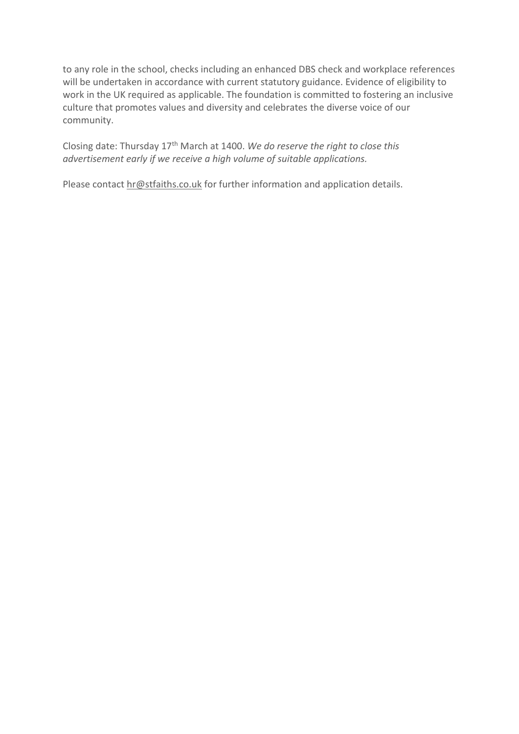to any role in the school, checks including an enhanced DBS check and workplace references will be undertaken in accordance with current statutory guidance. Evidence of eligibility to work in the UK required as applicable. The foundation is committed to fostering an inclusive culture that promotes values and diversity and celebrates the diverse voice of our community.

Closing date: Thursday 17th March at 1400. *We do reserve the right to close this advertisement early if we receive a high volume of suitable applications.*

Please contact hr@stfaiths.co.uk for further information and application details.